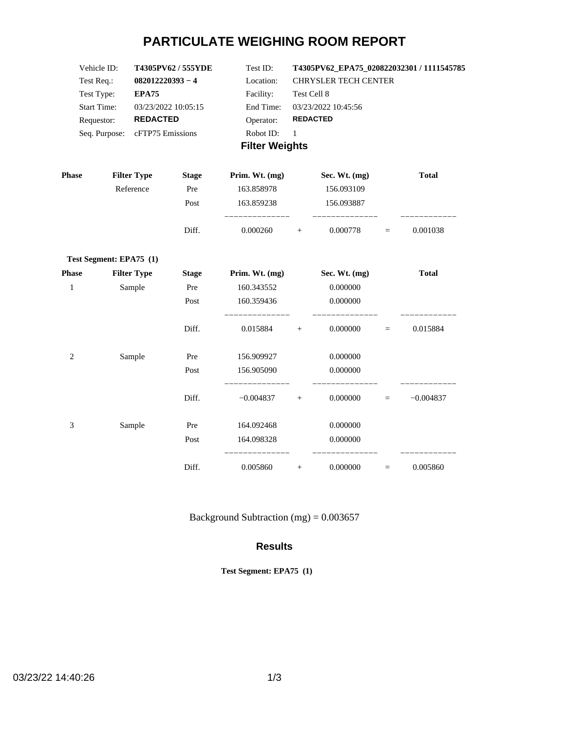# PARTICULATE WEIGHING ROOM REPORT

| | | | |
|---|---|---|---|
| Vehicle ID: | **T4305PV62 / 555YDE** | Test ID: | **T4305PV62_EPA75_020822032301 / 1111545785** |
| Test Req.: | **082012220393 − 4** | Location: | CHRYSLER TECH CENTER |
| Test Type: | **EPA75** | Facility: | Test Cell 8 |
| Start Time: | 03/23/2022 10:05:15 | End Time: | 03/23/2022 10:45:56 |
| Requestor: | **REDACTED** | Operator: | **REDACTED** |
| Seq. Purpose: | cFTP75 Emissions | Robot ID: | 1 |

## Filter Weights

| Phase | Filter Type | Stage | Prim. Wt. (mg) | | Sec. Wt. (mg) | | Total |
|---|---|---|---|---|---|---|---|
| | Reference | Pre | 163.858978 | | 156.093109 | | |
| | | Post | 163.859238 | | 156.093887 | | |
| | | Diff. | 0.000260 | + | 0.000778 | = | 0.001038 |

**Test Segment: EPA75 (1)**

| Phase | Filter Type | Stage | Prim. Wt. (mg) | | Sec. Wt. (mg) | | Total |
|---|---|---|---|---|---|---|---|
| 1 | Sample | Pre | 160.343552 | | 0.000000 | | |
| | | Post | 160.359436 | | 0.000000 | | |
| | | Diff. | 0.015884 | + | 0.000000 | = | 0.015884 |
| 2 | Sample | Pre | 156.909927 | | 0.000000 | | |
| | | Post | 156.905090 | | 0.000000 | | |
| | | Diff. | −0.004837 | + | 0.000000 | = | −0.004837 |
| 3 | Sample | Pre | 164.092468 | | 0.000000 | | |
| | | Post | 164.098328 | | 0.000000 | | |
| | | Diff. | 0.005860 | + | 0.000000 | = | 0.005860 |

Background Subtraction (mg) = 0.003657

## Results

**Test Segment: EPA75 (1)**

03/23/22 14:40:26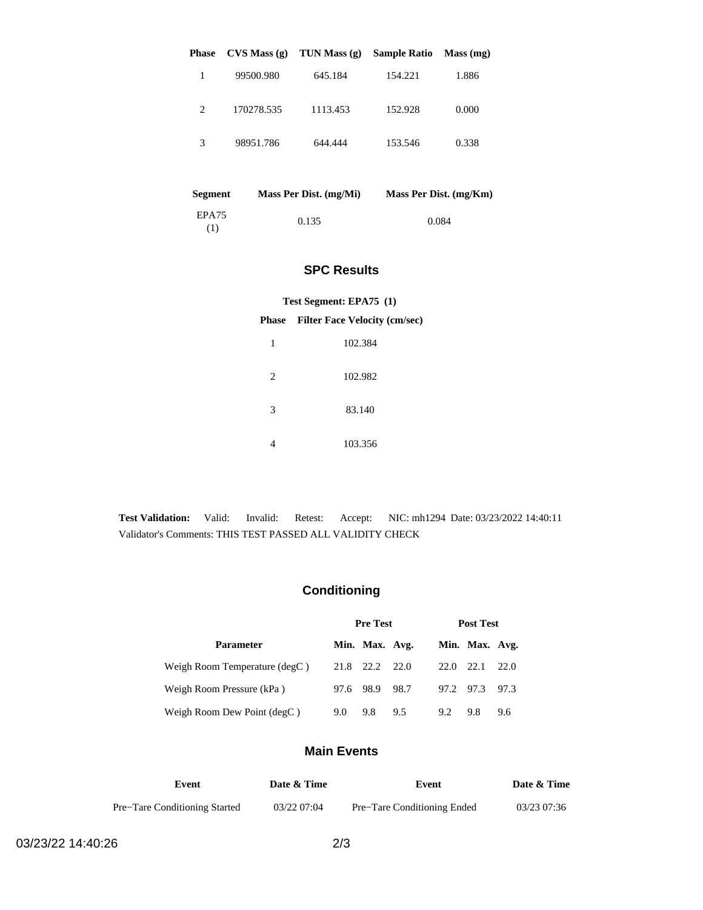| Phase | CVS Mass (g) | TUN Mass (g) | Sample Ratio | Mass (mg) |
|---|---|---|---|---|
| 1 | 99500.980 | 645.184 | 154.221 | 1.886 |
| 2 | 170278.535 | 1113.453 | 152.928 | 0.000 |
| 3 | 98951.786 | 644.444 | 153.546 | 0.338 |

| Segment | Mass Per Dist. (mg/Mi) | Mass Per Dist. (mg/Km) |
|---|---|---|
| EPA75 (1) | 0.135 | 0.084 |

## SPC Results

**Test Segment: EPA75 (1)**

| Phase | Filter Face Velocity (cm/sec) |
|---|---|
| 1 | 102.384 |
| 2 | 102.982 |
| 3 | 83.140 |
| 4 | 103.356 |

**Test Validation:** Valid: Invalid: Retest: Accept: NIC: mh1294 Date: 03/23/2022 14:40:11
Validator's Comments: THIS TEST PASSED ALL VALIDITY CHECK

## Conditioning

| | Pre Test | | | Post Test | | |
|---|---|---|---|---|---|---|
| **Parameter** | **Min.** | **Max.** | **Avg.** | **Min.** | **Max.** | **Avg.** |
| Weigh Room Temperature (degC ) | 21.8 | 22.2 | 22.0 | 22.0 | 22.1 | 22.0 |
| Weigh Room Pressure (kPa ) | 97.6 | 98.9 | 98.7 | 97.2 | 97.3 | 97.3 |
| Weigh Room Dew Point (degC ) | 9.0 | 9.8 | 9.5 | 9.2 | 9.8 | 9.6 |

## Main Events

| Event | Date & Time | Event | Date & Time |
|---|---|---|---|
| Pre−Tare Conditioning Started | 03/22 07:04 | Pre−Tare Conditioning Ended | 03/23 07:36 |

03/23/22 14:40:26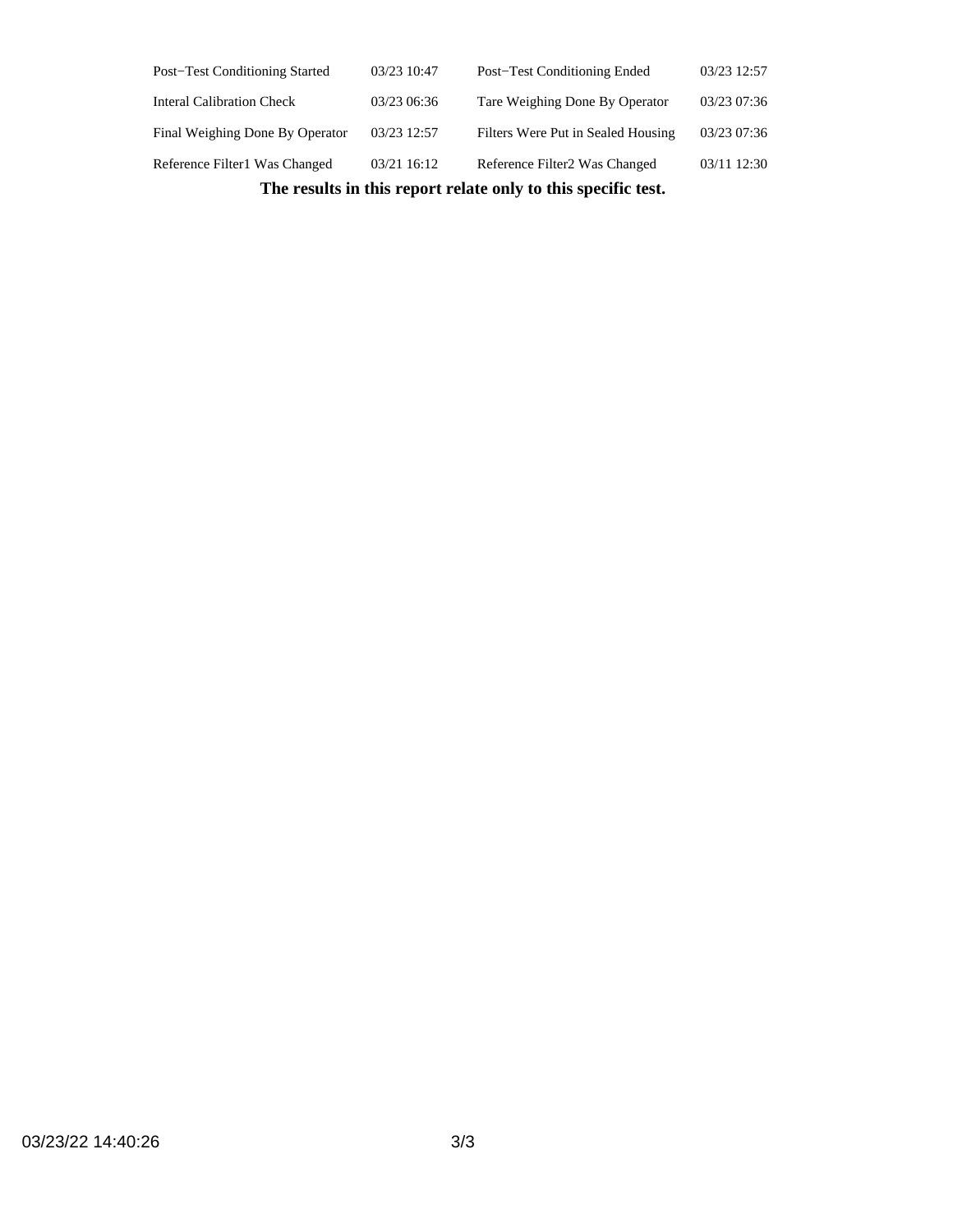| | | | |
|---|---|---|---|
| Post−Test Conditioning Started | 03/23 10:47 | Post−Test Conditioning Ended | 03/23 12:57 |
| Interal Calibration Check | 03/23 06:36 | Tare Weighing Done By Operator | 03/23 07:36 |
| Final Weighing Done By Operator | 03/23 12:57 | Filters Were Put in Sealed Housing | 03/23 07:36 |
| Reference Filter1 Was Changed | 03/21 16:12 | Reference Filter2 Was Changed | 03/11 12:30 |

**The results in this report relate only to this specific test.**

03/23/22 14:40:26